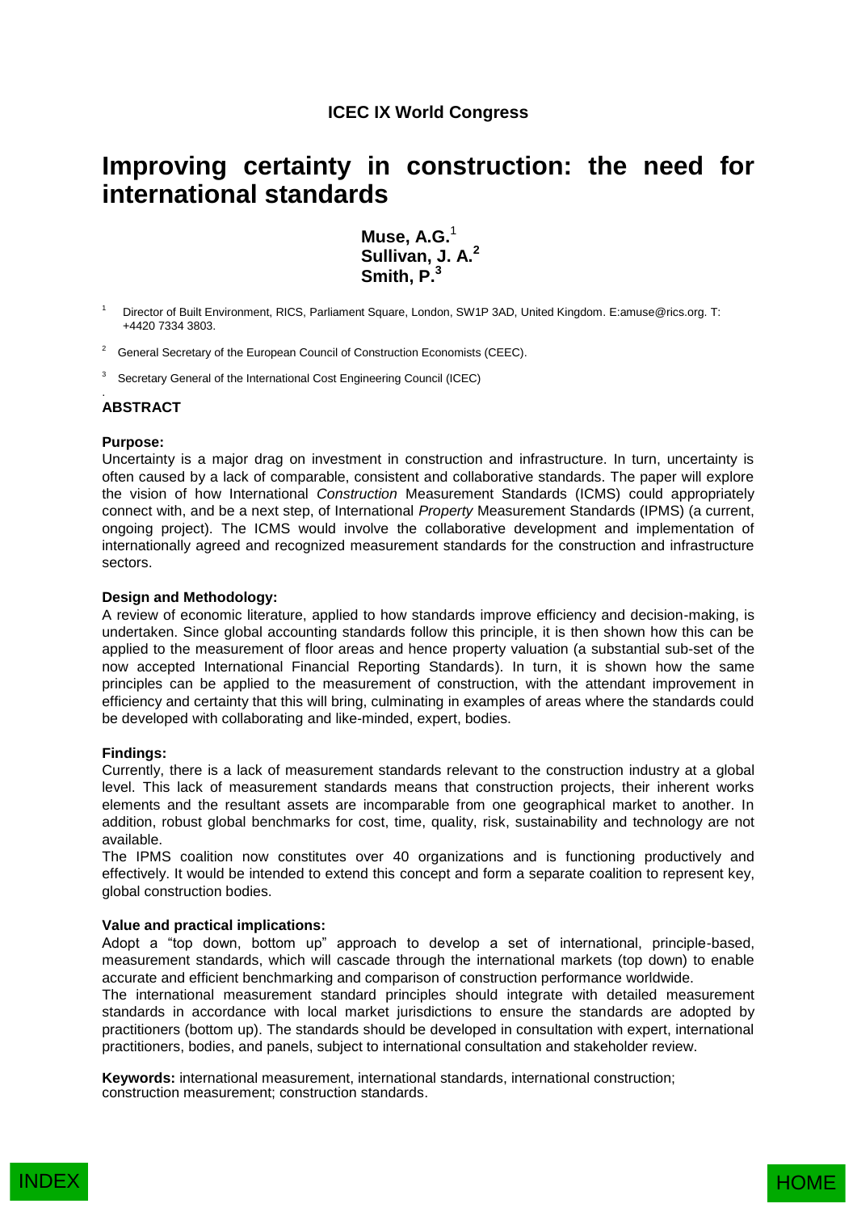ICEC IX World Congress

# Improving certainty in construction: the need for international standards

**Muse, A.G.**[1]
**Sullivan, J. A.**[2]
**Smith, P.**[3]

[1] Director of Built Environment, RICS, Parliament Square, London, SW1P 3AD, United Kingdom. E:amuse@rics.org. T: +4420 7334 3803.

[2] General Secretary of the European Council of Construction Economists (CEEC).

[3] Secretary General of the International Cost Engineering Council (ICEC)

## ABSTRACT

**Purpose:**

Uncertainty is a major drag on investment in construction and infrastructure. In turn, uncertainty is often caused by a lack of comparable, consistent and collaborative standards. The paper will explore the vision of how International *Construction* Measurement Standards (ICMS) could appropriately connect with, and be a next step, of International *Property* Measurement Standards (IPMS) (a current, ongoing project). The ICMS would involve the collaborative development and implementation of internationally agreed and recognized measurement standards for the construction and infrastructure sectors.

**Design and Methodology:**

A review of economic literature, applied to how standards improve efficiency and decision-making, is undertaken. Since global accounting standards follow this principle, it is then shown how this can be applied to the measurement of floor areas and hence property valuation (a substantial sub-set of the now accepted International Financial Reporting Standards). In turn, it is shown how the same principles can be applied to the measurement of construction, with the attendant improvement in efficiency and certainty that this will bring, culminating in examples of areas where the standards could be developed with collaborating and like-minded, expert, bodies.

**Findings:**

Currently, there is a lack of measurement standards relevant to the construction industry at a global level. This lack of measurement standards means that construction projects, their inherent works elements and the resultant assets are incomparable from one geographical market to another. In addition, robust global benchmarks for cost, time, quality, risk, sustainability and technology are not available.

The IPMS coalition now constitutes over 40 organizations and is functioning productively and effectively. It would be intended to extend this concept and form a separate coalition to represent key, global construction bodies.

**Value and practical implications:**

Adopt a "top down, bottom up" approach to develop a set of international, principle-based, measurement standards, which will cascade through the international markets (top down) to enable accurate and efficient benchmarking and comparison of construction performance worldwide.

The international measurement standard principles should integrate with detailed measurement standards in accordance with local market jurisdictions to ensure the standards are adopted by practitioners (bottom up). The standards should be developed in consultation with expert, international practitioners, bodies, and panels, subject to international consultation and stakeholder review.

**Keywords:** international measurement, international standards, international construction; construction measurement; construction standards.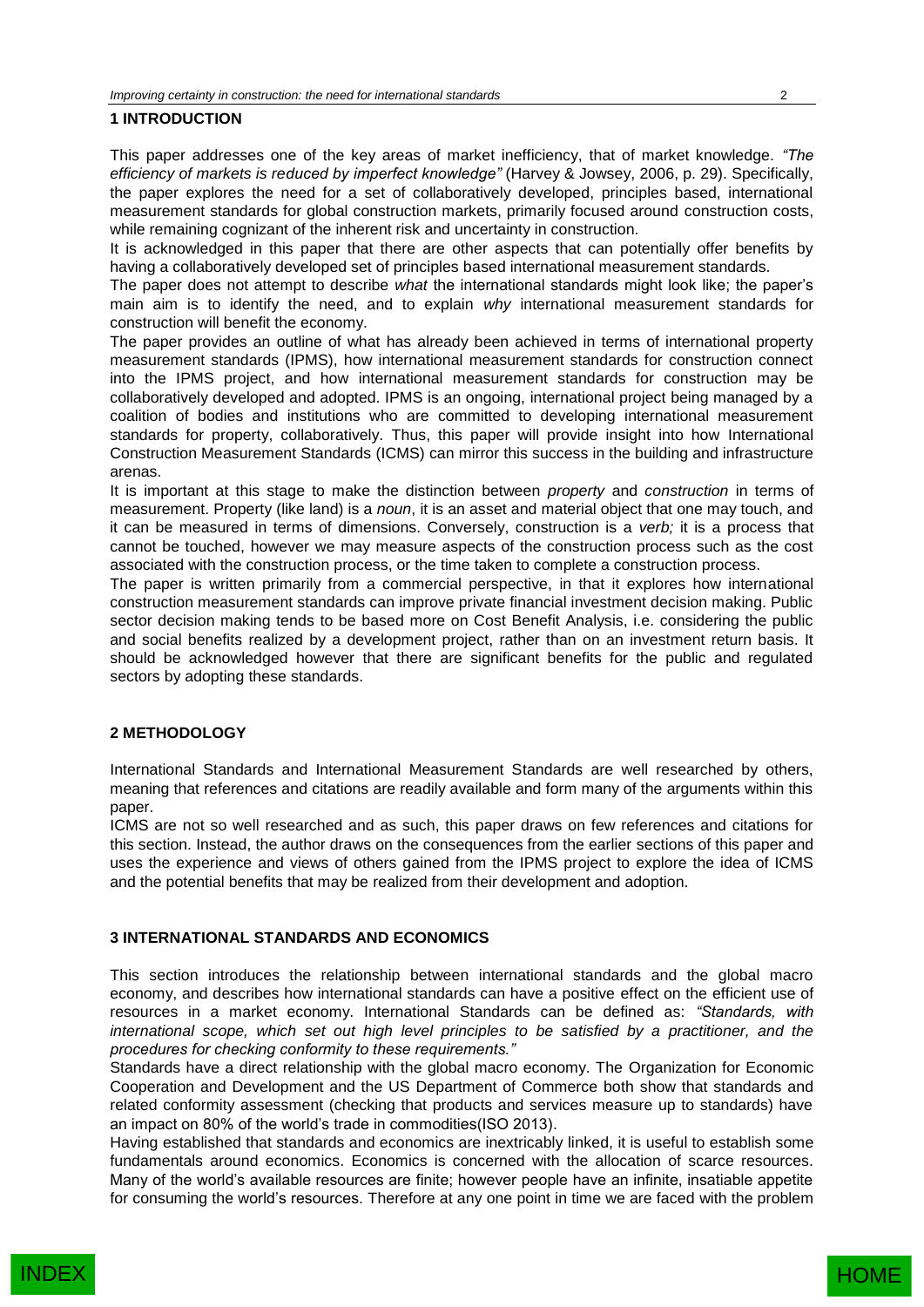## 1 INTRODUCTION

This paper addresses one of the key areas of market inefficiency, that of market knowledge. *"The efficiency of markets is reduced by imperfect knowledge"* (Harvey & Jowsey, 2006, p. 29). Specifically, the paper explores the need for a set of collaboratively developed, principles based, international measurement standards for global construction markets, primarily focused around construction costs, while remaining cognizant of the inherent risk and uncertainty in construction.

It is acknowledged in this paper that there are other aspects that can potentially offer benefits by having a collaboratively developed set of principles based international measurement standards.

The paper does not attempt to describe *what* the international standards might look like; the paper's main aim is to identify the need, and to explain *why* international measurement standards for construction will benefit the economy.

The paper provides an outline of what has already been achieved in terms of international property measurement standards (IPMS), how international measurement standards for construction connect into the IPMS project, and how international measurement standards for construction may be collaboratively developed and adopted. IPMS is an ongoing, international project being managed by a coalition of bodies and institutions who are committed to developing international measurement standards for property, collaboratively. Thus, this paper will provide insight into how International Construction Measurement Standards (ICMS) can mirror this success in the building and infrastructure arenas.

It is important at this stage to make the distinction between *property* and *construction* in terms of measurement. Property (like land) is a *noun*, it is an asset and material object that one may touch, and it can be measured in terms of dimensions. Conversely, construction is a *verb;* it is a process that cannot be touched, however we may measure aspects of the construction process such as the cost associated with the construction process, or the time taken to complete a construction process.

The paper is written primarily from a commercial perspective, in that it explores how international construction measurement standards can improve private financial investment decision making. Public sector decision making tends to be based more on Cost Benefit Analysis, i.e. considering the public and social benefits realized by a development project, rather than on an investment return basis. It should be acknowledged however that there are significant benefits for the public and regulated sectors by adopting these standards.

## 2 METHODOLOGY

International Standards and International Measurement Standards are well researched by others, meaning that references and citations are readily available and form many of the arguments within this paper.

ICMS are not so well researched and as such, this paper draws on few references and citations for this section. Instead, the author draws on the consequences from the earlier sections of this paper and uses the experience and views of others gained from the IPMS project to explore the idea of ICMS and the potential benefits that may be realized from their development and adoption.

## 3 INTERNATIONAL STANDARDS AND ECONOMICS

This section introduces the relationship between international standards and the global macro economy, and describes how international standards can have a positive effect on the efficient use of resources in a market economy. International Standards can be defined as: *"Standards, with international scope, which set out high level principles to be satisfied by a practitioner, and the procedures for checking conformity to these requirements."*

Standards have a direct relationship with the global macro economy. The Organization for Economic Cooperation and Development and the US Department of Commerce both show that standards and related conformity assessment (checking that products and services measure up to standards) have an impact on 80% of the world's trade in commodities(ISO 2013).

Having established that standards and economics are inextricably linked, it is useful to establish some fundamentals around economics. Economics is concerned with the allocation of scarce resources. Many of the world's available resources are finite; however people have an infinite, insatiable appetite for consuming the world's resources. Therefore at any one point in time we are faced with the problem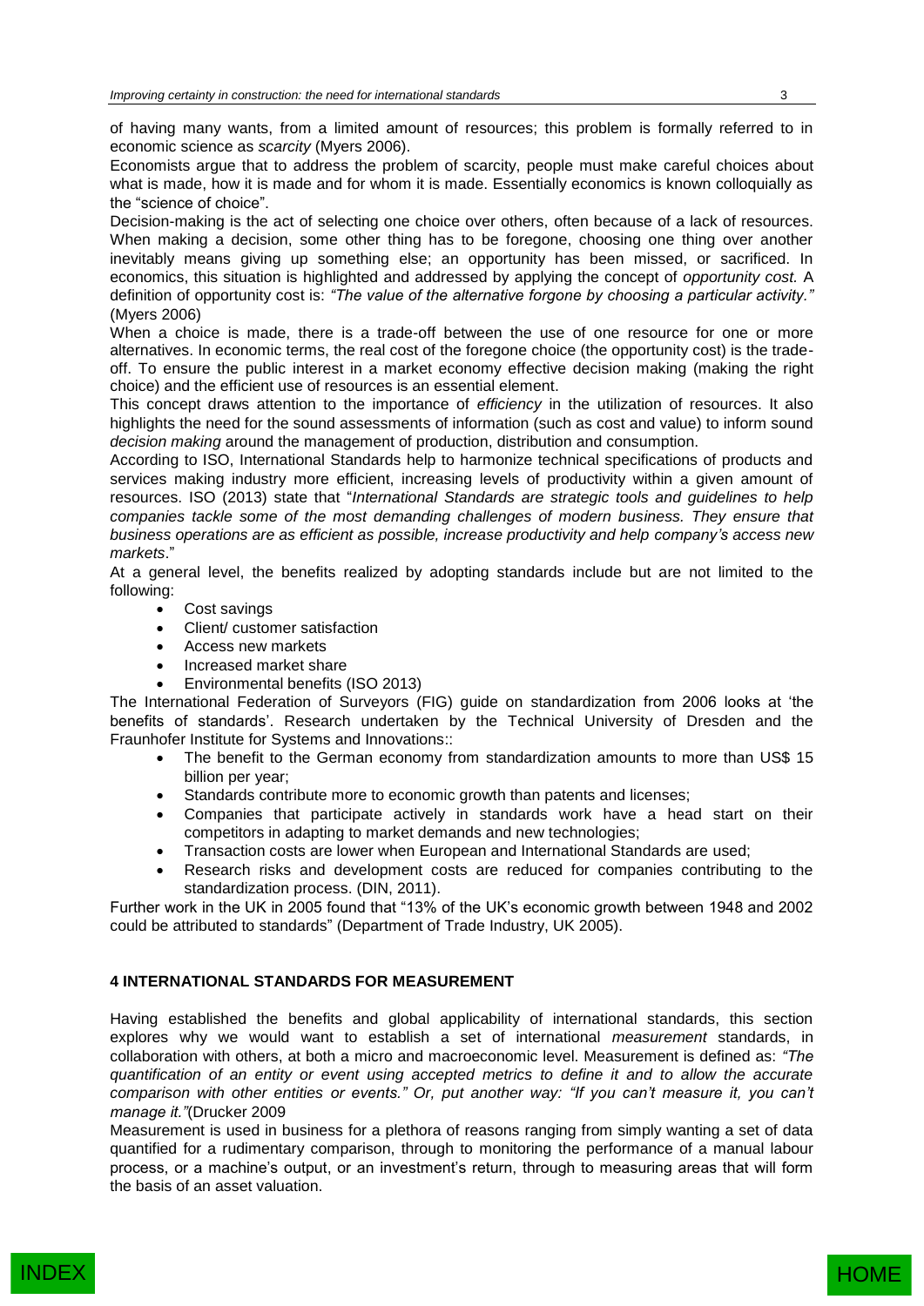of having many wants, from a limited amount of resources; this problem is formally referred to in economic science as *scarcity* (Myers 2006).

Economists argue that to address the problem of scarcity, people must make careful choices about what is made, how it is made and for whom it is made. Essentially economics is known colloquially as the "science of choice".

Decision-making is the act of selecting one choice over others, often because of a lack of resources. When making a decision, some other thing has to be foregone, choosing one thing over another inevitably means giving up something else; an opportunity has been missed, or sacrificed. In economics, this situation is highlighted and addressed by applying the concept of *opportunity cost.* A definition of opportunity cost is: *"The value of the alternative forgone by choosing a particular activity."* (Myers 2006)

When a choice is made, there is a trade-off between the use of one resource for one or more alternatives. In economic terms, the real cost of the foregone choice (the opportunity cost) is the trade-off. To ensure the public interest in a market economy effective decision making (making the right choice) and the efficient use of resources is an essential element.

This concept draws attention to the importance of *efficiency* in the utilization of resources. It also highlights the need for the sound assessments of information (such as cost and value) to inform sound *decision making* around the management of production, distribution and consumption.

According to ISO, International Standards help to harmonize technical specifications of products and services making industry more efficient, increasing levels of productivity within a given amount of resources. ISO (2013) state that "*International Standards are strategic tools and guidelines to help companies tackle some of the most demanding challenges of modern business. They ensure that business operations are as efficient as possible, increase productivity and help company's access new markets*."

At a general level, the benefits realized by adopting standards include but are not limited to the following:

- Cost savings
- Client/ customer satisfaction
- Access new markets
- Increased market share
- Environmental benefits (ISO 2013)

The International Federation of Surveyors (FIG) guide on standardization from 2006 looks at 'the benefits of standards'. Research undertaken by the Technical University of Dresden and the Fraunhofer Institute for Systems and Innovations::

- The benefit to the German economy from standardization amounts to more than US$ 15 billion per year;
- Standards contribute more to economic growth than patents and licenses;
- Companies that participate actively in standards work have a head start on their competitors in adapting to market demands and new technologies;
- Transaction costs are lower when European and International Standards are used;
- Research risks and development costs are reduced for companies contributing to the standardization process. (DIN, 2011).

Further work in the UK in 2005 found that "13% of the UK's economic growth between 1948 and 2002 could be attributed to standards" (Department of Trade Industry, UK 2005).

## 4 INTERNATIONAL STANDARDS FOR MEASUREMENT

Having established the benefits and global applicability of international standards, this section explores why we would want to establish a set of international *measurement* standards, in collaboration with others, at both a micro and macroeconomic level. Measurement is defined as: *"The quantification of an entity or event using accepted metrics to define it and to allow the accurate comparison with other entities or events." Or, put another way: "If you can't measure it, you can't manage it."*(Drucker 2009

Measurement is used in business for a plethora of reasons ranging from simply wanting a set of data quantified for a rudimentary comparison, through to monitoring the performance of a manual labour process, or a machine's output, or an investment's return, through to measuring areas that will form the basis of an asset valuation.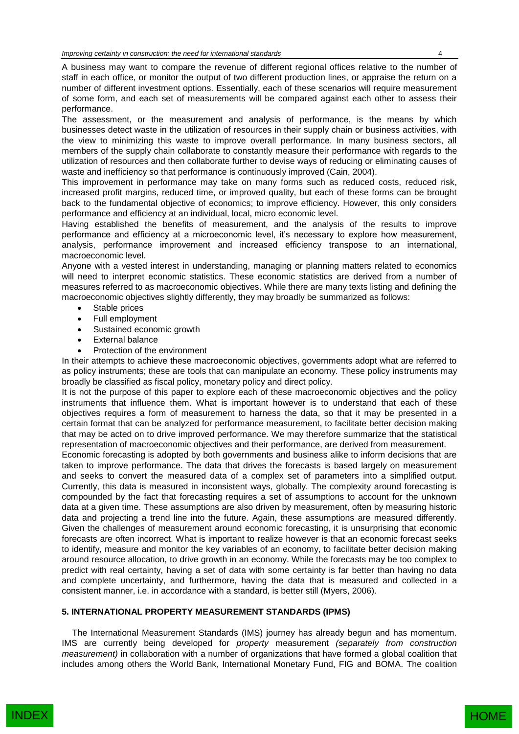A business may want to compare the revenue of different regional offices relative to the number of staff in each office, or monitor the output of two different production lines, or appraise the return on a number of different investment options. Essentially, each of these scenarios will require measurement of some form, and each set of measurements will be compared against each other to assess their performance.

The assessment, or the measurement and analysis of performance, is the means by which businesses detect waste in the utilization of resources in their supply chain or business activities, with the view to minimizing this waste to improve overall performance. In many business sectors, all members of the supply chain collaborate to constantly measure their performance with regards to the utilization of resources and then collaborate further to devise ways of reducing or eliminating causes of waste and inefficiency so that performance is continuously improved (Cain, 2004).

This improvement in performance may take on many forms such as reduced costs, reduced risk, increased profit margins, reduced time, or improved quality, but each of these forms can be brought back to the fundamental objective of economics; to improve efficiency. However, this only considers performance and efficiency at an individual, local, micro economic level.

Having established the benefits of measurement, and the analysis of the results to improve performance and efficiency at a microeconomic level, it's necessary to explore how measurement, analysis, performance improvement and increased efficiency transpose to an international, macroeconomic level.

Anyone with a vested interest in understanding, managing or planning matters related to economics will need to interpret economic statistics. These economic statistics are derived from a number of measures referred to as macroeconomic objectives. While there are many texts listing and defining the macroeconomic objectives slightly differently, they may broadly be summarized as follows:

- Stable prices
- Full employment
- Sustained economic growth
- External balance
- Protection of the environment

In their attempts to achieve these macroeconomic objectives, governments adopt what are referred to as policy instruments; these are tools that can manipulate an economy. These policy instruments may broadly be classified as fiscal policy, monetary policy and direct policy.

It is not the purpose of this paper to explore each of these macroeconomic objectives and the policy instruments that influence them. What is important however is to understand that each of these objectives requires a form of measurement to harness the data, so that it may be presented in a certain format that can be analyzed for performance measurement, to facilitate better decision making that may be acted on to drive improved performance. We may therefore summarize that the statistical representation of macroeconomic objectives and their performance, are derived from measurement.

Economic forecasting is adopted by both governments and business alike to inform decisions that are taken to improve performance. The data that drives the forecasts is based largely on measurement and seeks to convert the measured data of a complex set of parameters into a simplified output. Currently, this data is measured in inconsistent ways, globally. The complexity around forecasting is compounded by the fact that forecasting requires a set of assumptions to account for the unknown data at a given time. These assumptions are also driven by measurement, often by measuring historic data and projecting a trend line into the future. Again, these assumptions are measured differently. Given the challenges of measurement around economic forecasting, it is unsurprising that economic forecasts are often incorrect. What is important to realize however is that an economic forecast seeks to identify, measure and monitor the key variables of an economy, to facilitate better decision making around resource allocation, to drive growth in an economy. While the forecasts may be too complex to predict with real certainty, having a set of data with some certainty is far better than having no data and complete uncertainty, and furthermore, having the data that is measured and collected in a consistent manner, i.e. in accordance with a standard, is better still (Myers, 2006).

## 5. INTERNATIONAL PROPERTY MEASUREMENT STANDARDS (IPMS)

The International Measurement Standards (IMS) journey has already begun and has momentum. IMS are currently being developed for *property* measurement *(separately from construction measurement)* in collaboration with a number of organizations that have formed a global coalition that includes among others the World Bank, International Monetary Fund, FIG and BOMA. The coalition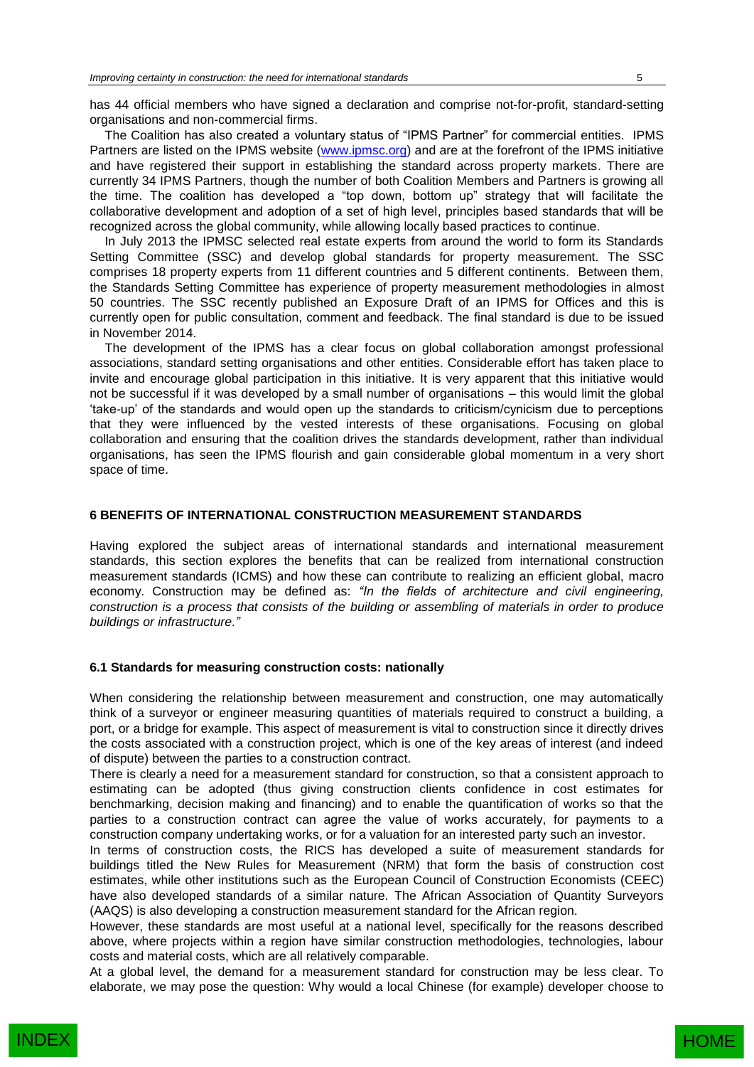has 44 official members who have signed a declaration and comprise not-for-profit, standard-setting organisations and non-commercial firms.

The Coalition has also created a voluntary status of "IPMS Partner" for commercial entities. IPMS Partners are listed on the IPMS website (www.ipmsc.org) and are at the forefront of the IPMS initiative and have registered their support in establishing the standard across property markets. There are currently 34 IPMS Partners, though the number of both Coalition Members and Partners is growing all the time. The coalition has developed a "top down, bottom up" strategy that will facilitate the collaborative development and adoption of a set of high level, principles based standards that will be recognized across the global community, while allowing locally based practices to continue.

In July 2013 the IPMSC selected real estate experts from around the world to form its Standards Setting Committee (SSC) and develop global standards for property measurement. The SSC comprises 18 property experts from 11 different countries and 5 different continents. Between them, the Standards Setting Committee has experience of property measurement methodologies in almost 50 countries. The SSC recently published an Exposure Draft of an IPMS for Offices and this is currently open for public consultation, comment and feedback. The final standard is due to be issued in November 2014.

The development of the IPMS has a clear focus on global collaboration amongst professional associations, standard setting organisations and other entities. Considerable effort has taken place to invite and encourage global participation in this initiative. It is very apparent that this initiative would not be successful if it was developed by a small number of organisations – this would limit the global 'take-up' of the standards and would open up the standards to criticism/cynicism due to perceptions that they were influenced by the vested interests of these organisations. Focusing on global collaboration and ensuring that the coalition drives the standards development, rather than individual organisations, has seen the IPMS flourish and gain considerable global momentum in a very short space of time.

## 6 BENEFITS OF INTERNATIONAL CONSTRUCTION MEASUREMENT STANDARDS

Having explored the subject areas of international standards and international measurement standards, this section explores the benefits that can be realized from international construction measurement standards (ICMS) and how these can contribute to realizing an efficient global, macro economy. Construction may be defined as: *"In the fields of architecture and civil engineering, construction is a process that consists of the building or assembling of materials in order to produce buildings or infrastructure."*

### 6.1 Standards for measuring construction costs: nationally

When considering the relationship between measurement and construction, one may automatically think of a surveyor or engineer measuring quantities of materials required to construct a building, a port, or a bridge for example. This aspect of measurement is vital to construction since it directly drives the costs associated with a construction project, which is one of the key areas of interest (and indeed of dispute) between the parties to a construction contract.

There is clearly a need for a measurement standard for construction, so that a consistent approach to estimating can be adopted (thus giving construction clients confidence in cost estimates for benchmarking, decision making and financing) and to enable the quantification of works so that the parties to a construction contract can agree the value of works accurately, for payments to a construction company undertaking works, or for a valuation for an interested party such an investor.

In terms of construction costs, the RICS has developed a suite of measurement standards for buildings titled the New Rules for Measurement (NRM) that form the basis of construction cost estimates, while other institutions such as the European Council of Construction Economists (CEEC) have also developed standards of a similar nature. The African Association of Quantity Surveyors (AAQS) is also developing a construction measurement standard for the African region.

However, these standards are most useful at a national level, specifically for the reasons described above, where projects within a region have similar construction methodologies, technologies, labour costs and material costs, which are all relatively comparable.

At a global level, the demand for a measurement standard for construction may be less clear. To elaborate, we may pose the question: Why would a local Chinese (for example) developer choose to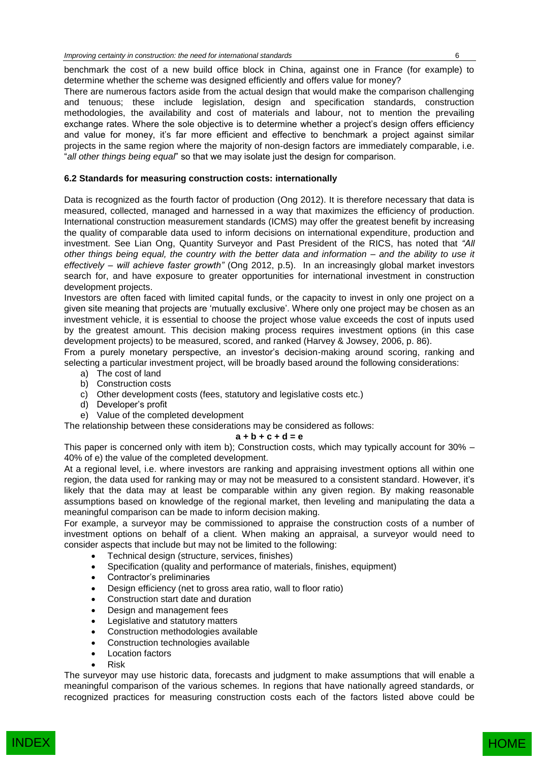benchmark the cost of a new build office block in China, against one in France (for example) to determine whether the scheme was designed efficiently and offers value for money?

There are numerous factors aside from the actual design that would make the comparison challenging and tenuous; these include legislation, design and specification standards, construction methodologies, the availability and cost of materials and labour, not to mention the prevailing exchange rates. Where the sole objective is to determine whether a project's design offers efficiency and value for money, it's far more efficient and effective to benchmark a project against similar projects in the same region where the majority of non-design factors are immediately comparable, i.e. "*all other things being equal*" so that we may isolate just the design for comparison.

### 6.2 Standards for measuring construction costs: internationally

Data is recognized as the fourth factor of production (Ong 2012). It is therefore necessary that data is measured, collected, managed and harnessed in a way that maximizes the efficiency of production. International construction measurement standards (ICMS) may offer the greatest benefit by increasing the quality of comparable data used to inform decisions on international expenditure, production and investment. See Lian Ong, Quantity Surveyor and Past President of the RICS, has noted that *"All other things being equal, the country with the better data and information – and the ability to use it effectively – will achieve faster growth"* (Ong 2012, p.5). In an increasingly global market investors search for, and have exposure to greater opportunities for international investment in construction development projects.

Investors are often faced with limited capital funds, or the capacity to invest in only one project on a given site meaning that projects are 'mutually exclusive'. Where only one project may be chosen as an investment vehicle, it is essential to choose the project whose value exceeds the cost of inputs used by the greatest amount. This decision making process requires investment options (in this case development projects) to be measured, scored, and ranked (Harvey & Jowsey, 2006, p. 86).

From a purely monetary perspective, an investor's decision-making around scoring, ranking and selecting a particular investment project, will be broadly based around the following considerations:

a) The cost of land
b) Construction costs
c) Other development costs (fees, statutory and legislative costs etc.)
d) Developer's profit
e) Value of the completed development

The relationship between these considerations may be considered as follows:

$$a + b + c + d = e$$

This paper is concerned only with item b); Construction costs, which may typically account for 30% – 40% of e) the value of the completed development.

At a regional level, i.e. where investors are ranking and appraising investment options all within one region, the data used for ranking may or may not be measured to a consistent standard. However, it's likely that the data may at least be comparable within any given region. By making reasonable assumptions based on knowledge of the regional market, then leveling and manipulating the data a meaningful comparison can be made to inform decision making.

For example, a surveyor may be commissioned to appraise the construction costs of a number of investment options on behalf of a client. When making an appraisal, a surveyor would need to consider aspects that include but may not be limited to the following:

- Technical design (structure, services, finishes)
- Specification (quality and performance of materials, finishes, equipment)
- Contractor's preliminaries
- Design efficiency (net to gross area ratio, wall to floor ratio)
- Construction start date and duration
- Design and management fees
- Legislative and statutory matters
- Construction methodologies available
- Construction technologies available
- Location factors
- Risk

The surveyor may use historic data, forecasts and judgment to make assumptions that will enable a meaningful comparison of the various schemes. In regions that have nationally agreed standards, or recognized practices for measuring construction costs each of the factors listed above could be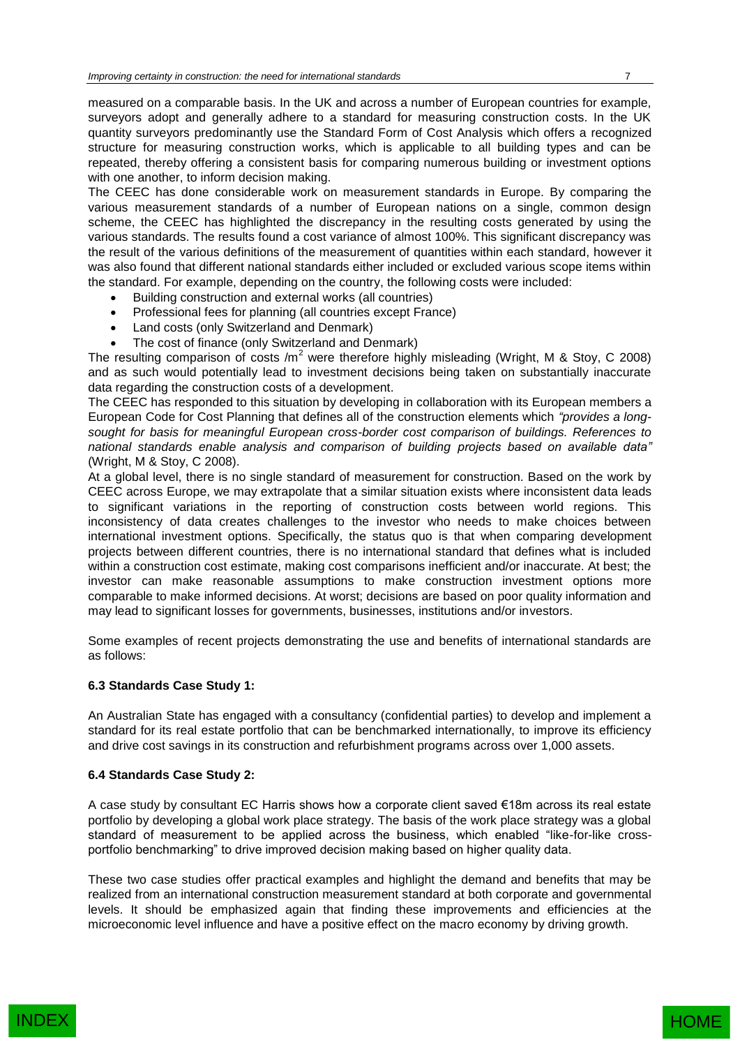measured on a comparable basis. In the UK and across a number of European countries for example, surveyors adopt and generally adhere to a standard for measuring construction costs. In the UK quantity surveyors predominantly use the Standard Form of Cost Analysis which offers a recognized structure for measuring construction works, which is applicable to all building types and can be repeated, thereby offering a consistent basis for comparing numerous building or investment options with one another, to inform decision making.

The CEEC has done considerable work on measurement standards in Europe. By comparing the various measurement standards of a number of European nations on a single, common design scheme, the CEEC has highlighted the discrepancy in the resulting costs generated by using the various standards. The results found a cost variance of almost 100%. This significant discrepancy was the result of the various definitions of the measurement of quantities within each standard, however it was also found that different national standards either included or excluded various scope items within the standard. For example, depending on the country, the following costs were included:

- Building construction and external works (all countries)
- Professional fees for planning (all countries except France)
- Land costs (only Switzerland and Denmark)
- The cost of finance (only Switzerland and Denmark)

The resulting comparison of costs /m$^2$ were therefore highly misleading (Wright, M & Stoy, C 2008) and as such would potentially lead to investment decisions being taken on substantially inaccurate data regarding the construction costs of a development.

The CEEC has responded to this situation by developing in collaboration with its European members a European Code for Cost Planning that defines all of the construction elements which *"provides a long-sought for basis for meaningful European cross-border cost comparison of buildings. References to national standards enable analysis and comparison of building projects based on available data"* (Wright, M & Stoy, C 2008).

At a global level, there is no single standard of measurement for construction. Based on the work by CEEC across Europe, we may extrapolate that a similar situation exists where inconsistent data leads to significant variations in the reporting of construction costs between world regions. This inconsistency of data creates challenges to the investor who needs to make choices between international investment options. Specifically, the status quo is that when comparing development projects between different countries, there is no international standard that defines what is included within a construction cost estimate, making cost comparisons inefficient and/or inaccurate. At best; the investor can make reasonable assumptions to make construction investment options more comparable to make informed decisions. At worst; decisions are based on poor quality information and may lead to significant losses for governments, businesses, institutions and/or investors.

Some examples of recent projects demonstrating the use and benefits of international standards are as follows:

### 6.3 Standards Case Study 1:

An Australian State has engaged with a consultancy (confidential parties) to develop and implement a standard for its real estate portfolio that can be benchmarked internationally, to improve its efficiency and drive cost savings in its construction and refurbishment programs across over 1,000 assets.

### 6.4 Standards Case Study 2:

A case study by consultant EC Harris shows how a corporate client saved €18m across its real estate portfolio by developing a global work place strategy. The basis of the work place strategy was a global standard of measurement to be applied across the business, which enabled "like-for-like cross-portfolio benchmarking" to drive improved decision making based on higher quality data.

These two case studies offer practical examples and highlight the demand and benefits that may be realized from an international construction measurement standard at both corporate and governmental levels. It should be emphasized again that finding these improvements and efficiencies at the microeconomic level influence and have a positive effect on the macro economy by driving growth.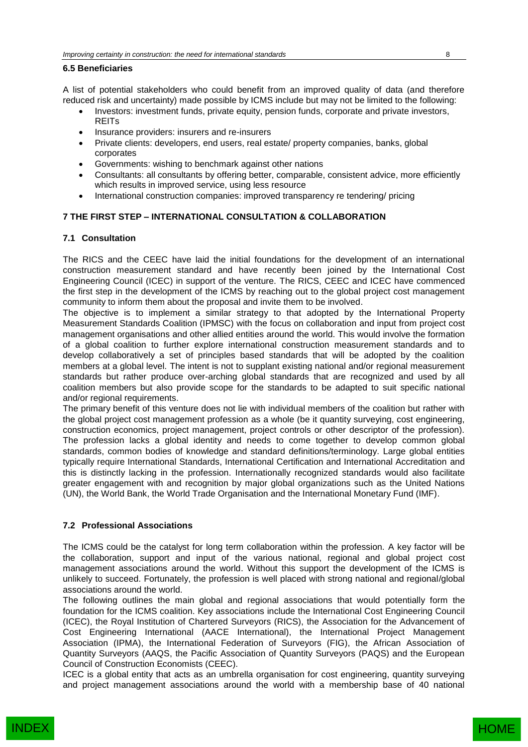### 6.5 Beneficiaries

A list of potential stakeholders who could benefit from an improved quality of data (and therefore reduced risk and uncertainty) made possible by ICMS include but may not be limited to the following:

- Investors: investment funds, private equity, pension funds, corporate and private investors, REITs
- Insurance providers: insurers and re-insurers
- Private clients: developers, end users, real estate/ property companies, banks, global corporates
- Governments: wishing to benchmark against other nations
- Consultants: all consultants by offering better, comparable, consistent advice, more efficiently which results in improved service, using less resource
- International construction companies: improved transparency re tendering/ pricing

## 7 THE FIRST STEP – INTERNATIONAL CONSULTATION & COLLABORATION

### 7.1 Consultation

The RICS and the CEEC have laid the initial foundations for the development of an international construction measurement standard and have recently been joined by the International Cost Engineering Council (ICEC) in support of the venture. The RICS, CEEC and ICEC have commenced the first step in the development of the ICMS by reaching out to the global project cost management community to inform them about the proposal and invite them to be involved.

The objective is to implement a similar strategy to that adopted by the International Property Measurement Standards Coalition (IPMSC) with the focus on collaboration and input from project cost management organisations and other allied entities around the world. This would involve the formation of a global coalition to further explore international construction measurement standards and to develop collaboratively a set of principles based standards that will be adopted by the coalition members at a global level. The intent is not to supplant existing national and/or regional measurement standards but rather produce over-arching global standards that are recognized and used by all coalition members but also provide scope for the standards to be adapted to suit specific national and/or regional requirements.

The primary benefit of this venture does not lie with individual members of the coalition but rather with the global project cost management profession as a whole (be it quantity surveying, cost engineering, construction economics, project management, project controls or other descriptor of the profession). The profession lacks a global identity and needs to come together to develop common global standards, common bodies of knowledge and standard definitions/terminology. Large global entities typically require International Standards, International Certification and International Accreditation and this is distinctly lacking in the profession. Internationally recognized standards would also facilitate greater engagement with and recognition by major global organizations such as the United Nations (UN), the World Bank, the World Trade Organisation and the International Monetary Fund (IMF).

### 7.2 Professional Associations

The ICMS could be the catalyst for long term collaboration within the profession. A key factor will be the collaboration, support and input of the various national, regional and global project cost management associations around the world. Without this support the development of the ICMS is unlikely to succeed. Fortunately, the profession is well placed with strong national and regional/global associations around the world.

The following outlines the main global and regional associations that would potentially form the foundation for the ICMS coalition. Key associations include the International Cost Engineering Council (ICEC), the Royal Institution of Chartered Surveyors (RICS), the Association for the Advancement of Cost Engineering International (AACE International), the International Project Management Association (IPMA), the International Federation of Surveyors (FIG), the African Association of Quantity Surveyors (AAQS, the Pacific Association of Quantity Surveyors (PAQS) and the European Council of Construction Economists (CEEC).

ICEC is a global entity that acts as an umbrella organisation for cost engineering, quantity surveying and project management associations around the world with a membership base of 40 national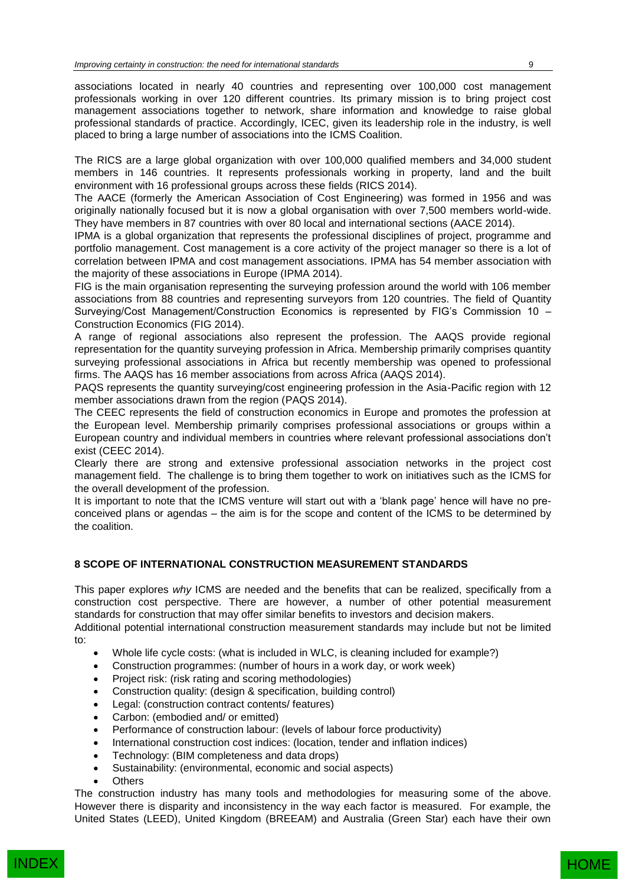associations located in nearly 40 countries and representing over 100,000 cost management professionals working in over 120 different countries. Its primary mission is to bring project cost management associations together to network, share information and knowledge to raise global professional standards of practice. Accordingly, ICEC, given its leadership role in the industry, is well placed to bring a large number of associations into the ICMS Coalition.

The RICS are a large global organization with over 100,000 qualified members and 34,000 student members in 146 countries. It represents professionals working in property, land and the built environment with 16 professional groups across these fields (RICS 2014).

The AACE (formerly the American Association of Cost Engineering) was formed in 1956 and was originally nationally focused but it is now a global organisation with over 7,500 members world-wide. They have members in 87 countries with over 80 local and international sections (AACE 2014).

IPMA is a global organization that represents the professional disciplines of project, programme and portfolio management. Cost management is a core activity of the project manager so there is a lot of correlation between IPMA and cost management associations. IPMA has 54 member association with the majority of these associations in Europe (IPMA 2014).

FIG is the main organisation representing the surveying profession around the world with 106 member associations from 88 countries and representing surveyors from 120 countries. The field of Quantity Surveying/Cost Management/Construction Economics is represented by FIG's Commission 10 – Construction Economics (FIG 2014).

A range of regional associations also represent the profession. The AAQS provide regional representation for the quantity surveying profession in Africa. Membership primarily comprises quantity surveying professional associations in Africa but recently membership was opened to professional firms. The AAQS has 16 member associations from across Africa (AAQS 2014).

PAQS represents the quantity surveying/cost engineering profession in the Asia-Pacific region with 12 member associations drawn from the region (PAQS 2014).

The CEEC represents the field of construction economics in Europe and promotes the profession at the European level. Membership primarily comprises professional associations or groups within a European country and individual members in countries where relevant professional associations don't exist (CEEC 2014).

Clearly there are strong and extensive professional association networks in the project cost management field. The challenge is to bring them together to work on initiatives such as the ICMS for the overall development of the profession.

It is important to note that the ICMS venture will start out with a 'blank page' hence will have no pre-conceived plans or agendas – the aim is for the scope and content of the ICMS to be determined by the coalition.

## 8 SCOPE OF INTERNATIONAL CONSTRUCTION MEASUREMENT STANDARDS

This paper explores *why* ICMS are needed and the benefits that can be realized, specifically from a construction cost perspective. There are however, a number of other potential measurement standards for construction that may offer similar benefits to investors and decision makers.

Additional potential international construction measurement standards may include but not be limited to:

- Whole life cycle costs: (what is included in WLC, is cleaning included for example?)
- Construction programmes: (number of hours in a work day, or work week)
- Project risk: (risk rating and scoring methodologies)
- Construction quality: (design & specification, building control)
- Legal: (construction contract contents/ features)
- Carbon: (embodied and/ or emitted)
- Performance of construction labour: (levels of labour force productivity)
- International construction cost indices: (location, tender and inflation indices)
- Technology: (BIM completeness and data drops)
- Sustainability: (environmental, economic and social aspects)
- Others

The construction industry has many tools and methodologies for measuring some of the above. However there is disparity and inconsistency in the way each factor is measured. For example, the United States (LEED), United Kingdom (BREEAM) and Australia (Green Star) each have their own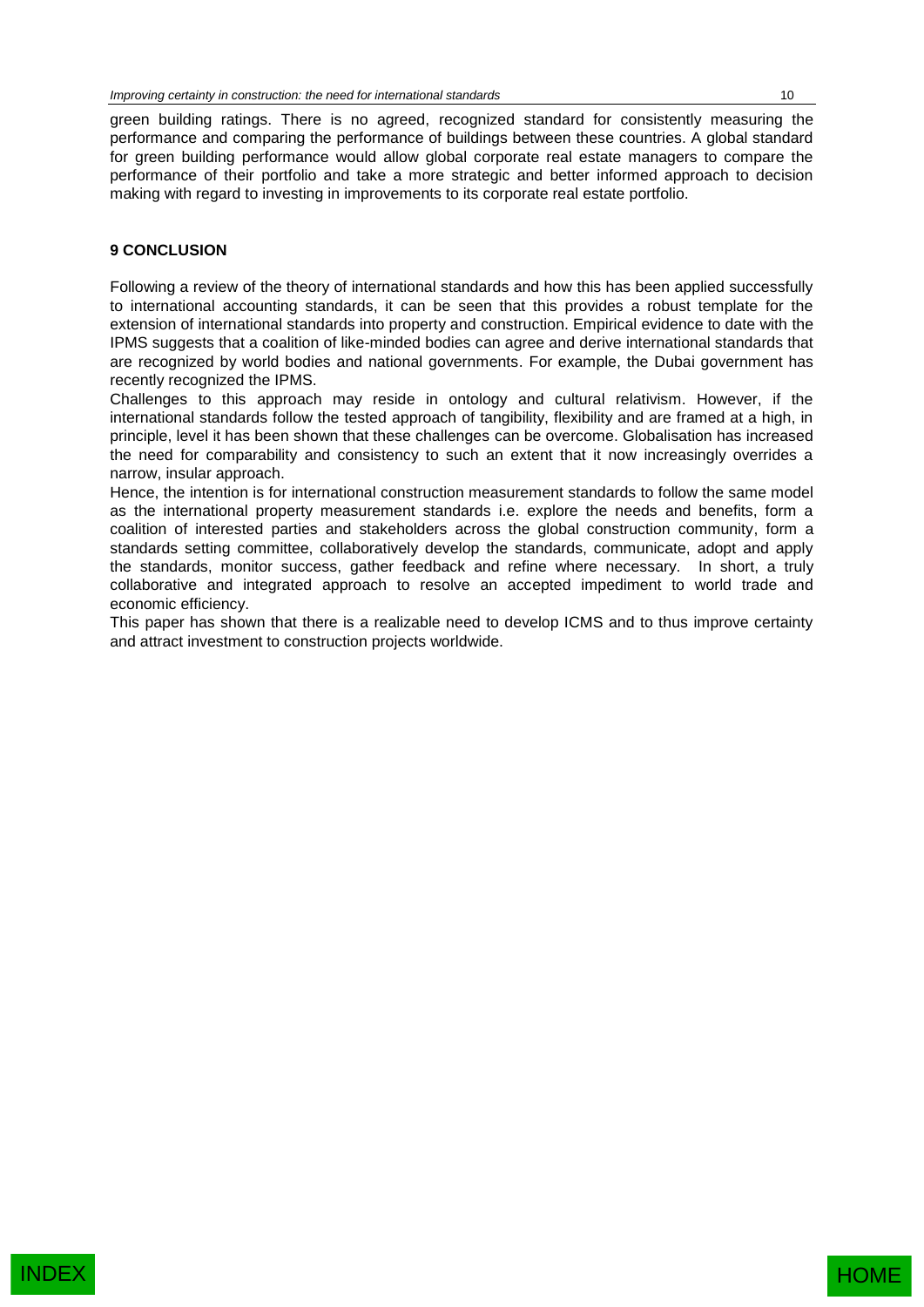green building ratings. There is no agreed, recognized standard for consistently measuring the performance and comparing the performance of buildings between these countries. A global standard for green building performance would allow global corporate real estate managers to compare the performance of their portfolio and take a more strategic and better informed approach to decision making with regard to investing in improvements to its corporate real estate portfolio.

## 9 CONCLUSION

Following a review of the theory of international standards and how this has been applied successfully to international accounting standards, it can be seen that this provides a robust template for the extension of international standards into property and construction. Empirical evidence to date with the IPMS suggests that a coalition of like-minded bodies can agree and derive international standards that are recognized by world bodies and national governments. For example, the Dubai government has recently recognized the IPMS.

Challenges to this approach may reside in ontology and cultural relativism. However, if the international standards follow the tested approach of tangibility, flexibility and are framed at a high, in principle, level it has been shown that these challenges can be overcome. Globalisation has increased the need for comparability and consistency to such an extent that it now increasingly overrides a narrow, insular approach.

Hence, the intention is for international construction measurement standards to follow the same model as the international property measurement standards i.e. explore the needs and benefits, form a coalition of interested parties and stakeholders across the global construction community, form a standards setting committee, collaboratively develop the standards, communicate, adopt and apply the standards, monitor success, gather feedback and refine where necessary. In short, a truly collaborative and integrated approach to resolve an accepted impediment to world trade and economic efficiency.

This paper has shown that there is a realizable need to develop ICMS and to thus improve certainty and attract investment to construction projects worldwide.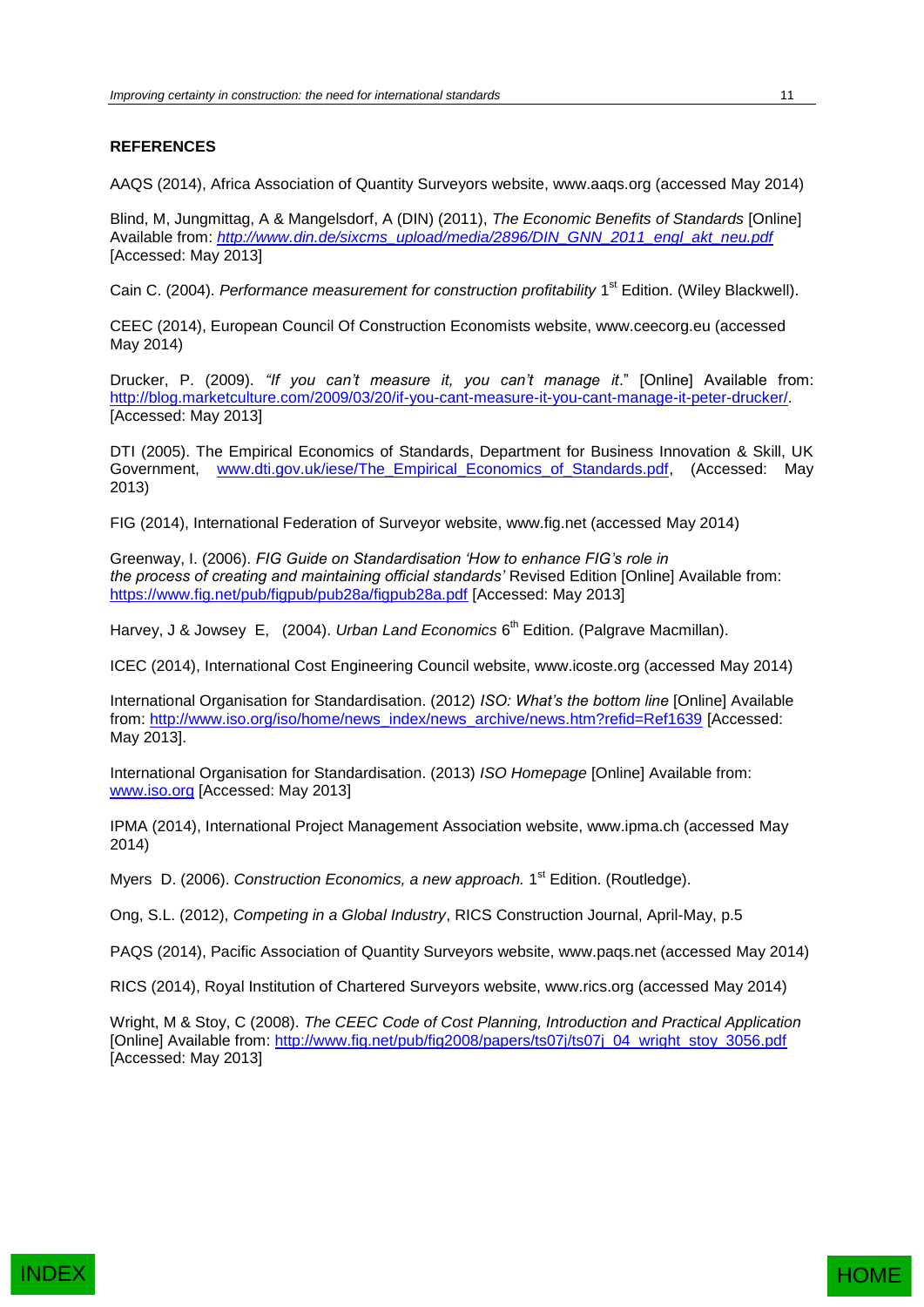**REFERENCES**

AAQS (2014), Africa Association of Quantity Surveyors website, www.aaqs.org (accessed May 2014)

Blind, M, Jungmittag, A & Mangelsdorf, A (DIN) (2011), *The Economic Benefits of Standards* [Online] Available from: *http://www.din.de/sixcms_upload/media/2896/DIN_GNN_2011_engl_akt_neu.pdf* [Accessed: May 2013]

Cain C. (2004). *Performance measurement for construction profitability* 1st Edition. (Wiley Blackwell).

CEEC (2014), European Council Of Construction Economists website, www.ceecorg.eu (accessed May 2014)

Drucker, P. (2009). *"If you can't measure it, you can't manage it*." [Online] Available from: http://blog.marketculture.com/2009/03/20/if-you-cant-measure-it-you-cant-manage-it-peter-drucker/. [Accessed: May 2013]

DTI (2005). The Empirical Economics of Standards, Department for Business Innovation & Skill, UK Government, www.dti.gov.uk/iese/The_Empirical_Economics_of_Standards.pdf, (Accessed: May 2013)

FIG (2014), International Federation of Surveyor website, www.fig.net (accessed May 2014)

Greenway, I. (2006). *FIG Guide on Standardisation 'How to enhance FIG's role in the process of creating and maintaining official standards'* Revised Edition [Online] Available from: https://www.fig.net/pub/figpub/pub28a/figpub28a.pdf [Accessed: May 2013]

Harvey, J & Jowsey E, (2004). *Urban Land Economics* 6th Edition. (Palgrave Macmillan).

ICEC (2014), International Cost Engineering Council website, www.icoste.org (accessed May 2014)

International Organisation for Standardisation. (2012) *ISO: What's the bottom line* [Online] Available from: http://www.iso.org/iso/home/news_index/news_archive/news.htm?refid=Ref1639 [Accessed: May 2013].

International Organisation for Standardisation. (2013) *ISO Homepage* [Online] Available from: www.iso.org [Accessed: May 2013]

IPMA (2014), International Project Management Association website, www.ipma.ch (accessed May 2014)

Myers D. (2006). *Construction Economics, a new approach.* 1st Edition. (Routledge).

Ong, S.L. (2012), *Competing in a Global Industry*, RICS Construction Journal, April-May, p.5

PAQS (2014), Pacific Association of Quantity Surveyors website, www.paqs.net (accessed May 2014)

RICS (2014), Royal Institution of Chartered Surveyors website, www.rics.org (accessed May 2014)

Wright, M & Stoy, C (2008). *The CEEC Code of Cost Planning, Introduction and Practical Application* [Online] Available from: http://www.fig.net/pub/fig2008/papers/ts07j/ts07j_04_wright_stoy_3056.pdf [Accessed: May 2013]

INDEX

HOME